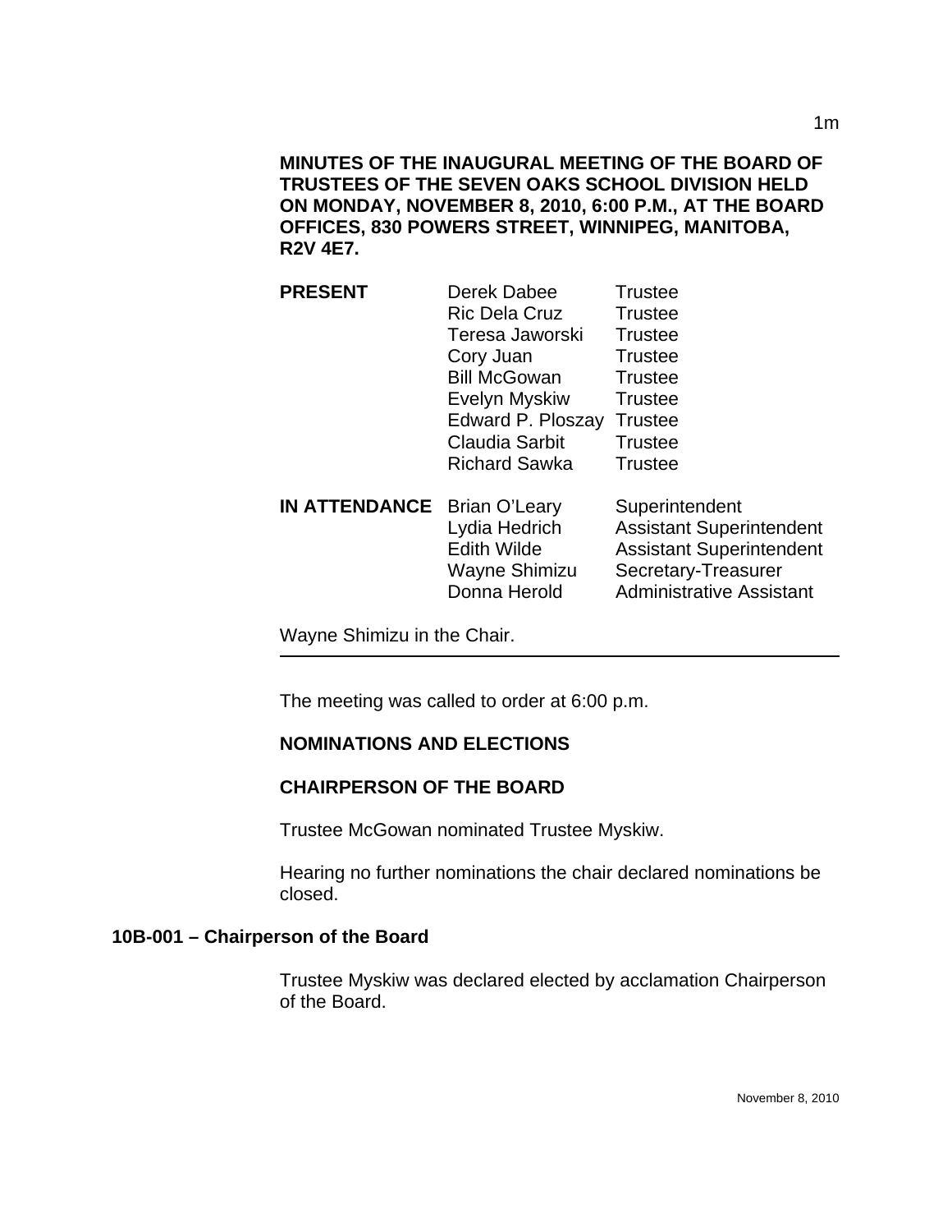**MINUTES OF THE INAUGURAL MEETING OF THE BOARD OF TRUSTEES OF THE SEVEN OAKS SCHOOL DIVISION HELD ON MONDAY, NOVEMBER 8, 2010, 6:00 P.M., AT THE BOARD OFFICES, 830 POWERS STREET, WINNIPEG, MANITOBA, R2V 4E7.**

| | | |
|---|---|---|
| **PRESENT** | Derek Dabee | Trustee |
| | Ric Dela Cruz | Trustee |
| | Teresa Jaworski | Trustee |
| | Cory Juan | Trustee |
| | Bill McGowan | Trustee |
| | Evelyn Myskiw | Trustee |
| | Edward P. Ploszay | Trustee |
| | Claudia Sarbit | Trustee |
| | Richard Sawka | Trustee |
| **IN ATTENDANCE** | Brian O'Leary | Superintendent |
| | Lydia Hedrich | Assistant Superintendent |
| | Edith Wilde | Assistant Superintendent |
| | Wayne Shimizu | Secretary-Treasurer |
| | Donna Herold | Administrative Assistant |

Wayne Shimizu in the Chair.

---

The meeting was called to order at 6:00 p.m.

**NOMINATIONS AND ELECTIONS**

**CHAIRPERSON OF THE BOARD**

Trustee McGowan nominated Trustee Myskiw.

Hearing no further nominations the chair declared nominations be closed.

**10B-001 – Chairperson of the Board**

Trustee Myskiw was declared elected by acclamation Chairperson of the Board.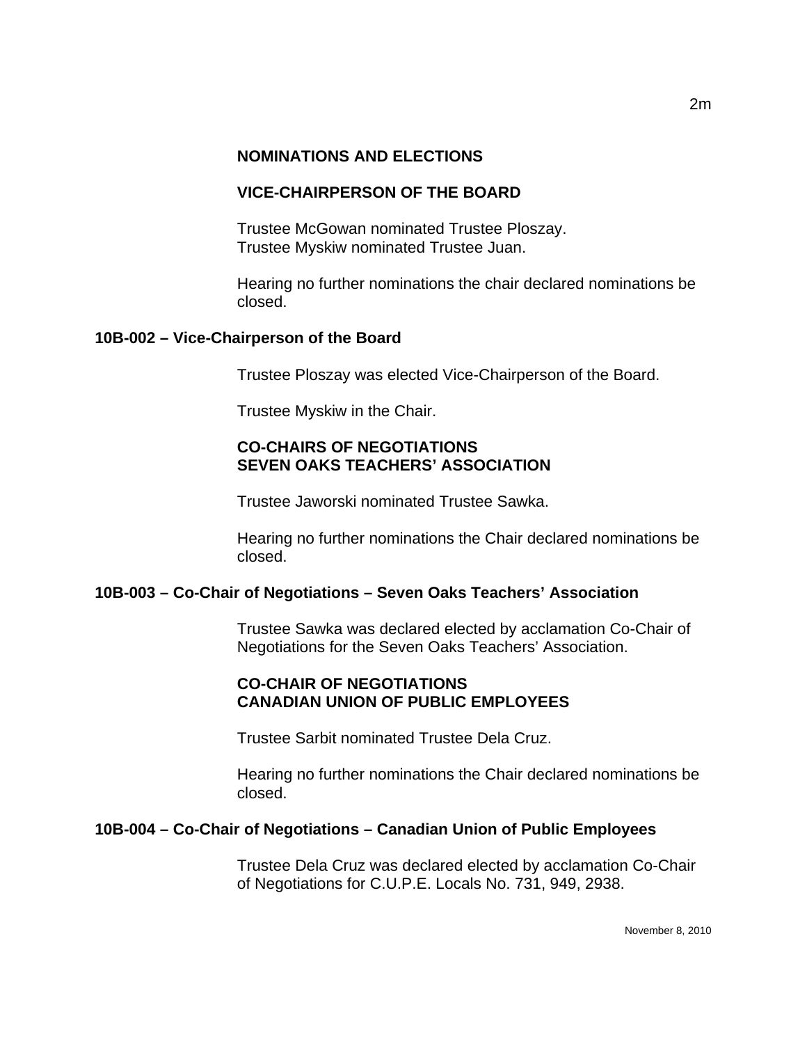**NOMINATIONS AND ELECTIONS**

**VICE-CHAIRPERSON OF THE BOARD**

Trustee McGowan nominated Trustee Ploszay.
Trustee Myskiw nominated Trustee Juan.

Hearing no further nominations the chair declared nominations be closed.

**10B-002 – Vice-Chairperson of the Board**

Trustee Ploszay was elected Vice-Chairperson of the Board.

Trustee Myskiw in the Chair.

**CO-CHAIRS OF NEGOTIATIONS**
**SEVEN OAKS TEACHERS' ASSOCIATION**

Trustee Jaworski nominated Trustee Sawka.

Hearing no further nominations the Chair declared nominations be closed.

**10B-003 – Co-Chair of Negotiations – Seven Oaks Teachers' Association**

Trustee Sawka was declared elected by acclamation Co-Chair of Negotiations for the Seven Oaks Teachers' Association.

**CO-CHAIR OF NEGOTIATIONS**
**CANADIAN UNION OF PUBLIC EMPLOYEES**

Trustee Sarbit nominated Trustee Dela Cruz.

Hearing no further nominations the Chair declared nominations be closed.

**10B-004 – Co-Chair of Negotiations – Canadian Union of Public Employees**

Trustee Dela Cruz was declared elected by acclamation Co-Chair of Negotiations for C.U.P.E. Locals No. 731, 949, 2938.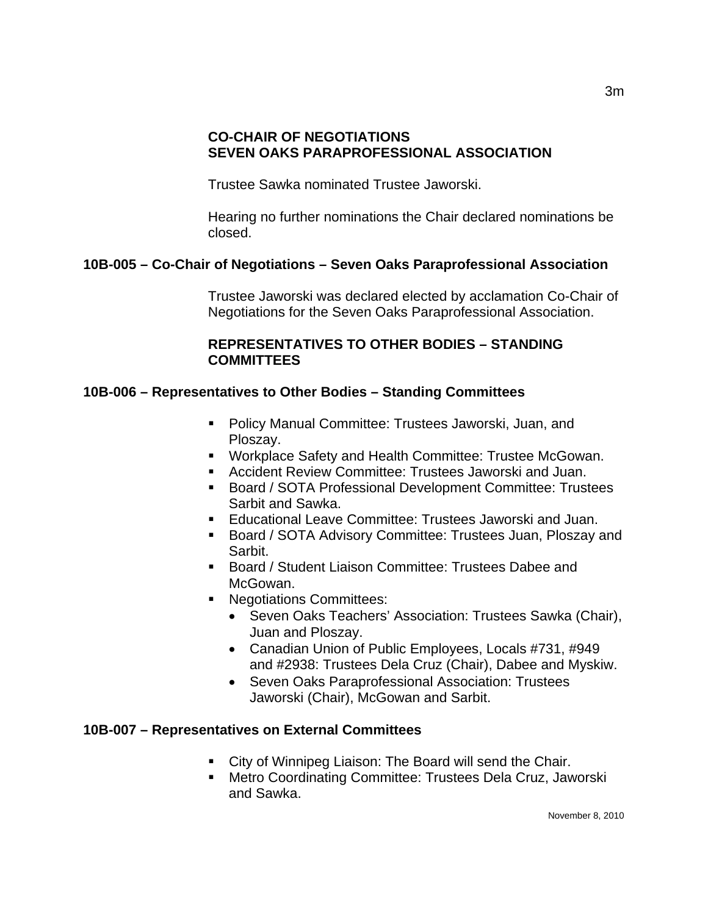**CO-CHAIR OF NEGOTIATIONS**
**SEVEN OAKS PARAPROFESSIONAL ASSOCIATION**

Trustee Sawka nominated Trustee Jaworski.

Hearing no further nominations the Chair declared nominations be closed.

**10B-005 – Co-Chair of Negotiations – Seven Oaks Paraprofessional Association**

Trustee Jaworski was declared elected by acclamation Co-Chair of Negotiations for the Seven Oaks Paraprofessional Association.

**REPRESENTATIVES TO OTHER BODIES – STANDING COMMITTEES**

**10B-006 – Representatives to Other Bodies – Standing Committees**

- Policy Manual Committee: Trustees Jaworski, Juan, and Ploszay.
- Workplace Safety and Health Committee: Trustee McGowan.
- Accident Review Committee: Trustees Jaworski and Juan.
- Board / SOTA Professional Development Committee: Trustees Sarbit and Sawka.
- Educational Leave Committee: Trustees Jaworski and Juan.
- Board / SOTA Advisory Committee: Trustees Juan, Ploszay and Sarbit.
- Board / Student Liaison Committee: Trustees Dabee and McGowan.
- Negotiations Committees:
  - Seven Oaks Teachers' Association: Trustees Sawka (Chair), Juan and Ploszay.
  - Canadian Union of Public Employees, Locals #731, #949 and #2938: Trustees Dela Cruz (Chair), Dabee and Myskiw.
  - Seven Oaks Paraprofessional Association: Trustees Jaworski (Chair), McGowan and Sarbit.

**10B-007 – Representatives on External Committees**

- City of Winnipeg Liaison: The Board will send the Chair.
- Metro Coordinating Committee: Trustees Dela Cruz, Jaworski and Sawka.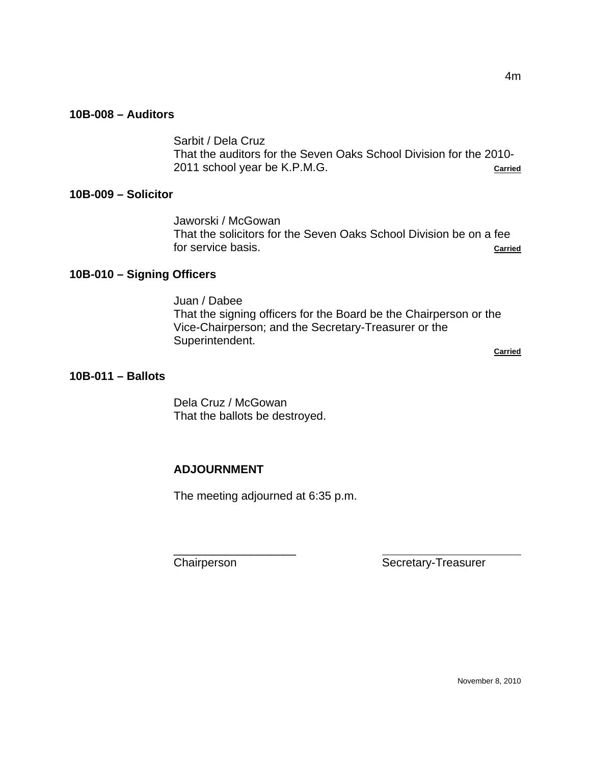## 10B-008 – Auditors

Sarbit / Dela Cruz
That the auditors for the Seven Oaks School Division for the 2010-2011 school year be K.P.M.G. **Carried**

## 10B-009 – Solicitor

Jaworski / McGowan
That the solicitors for the Seven Oaks School Division be on a fee for service basis. **Carried**

## 10B-010 – Signing Officers

Juan / Dabee
That the signing officers for the Board be the Chairperson or the Vice-Chairperson; and the Secretary-Treasurer or the Superintendent.

**Carried**

## 10B-011 – Ballots

Dela Cruz / McGowan
That the ballots be destroyed.

## ADJOURNMENT

The meeting adjourned at 6:35 p.m.

___________________ ___________________
Chairperson Secretary-Treasurer

November 8, 2010